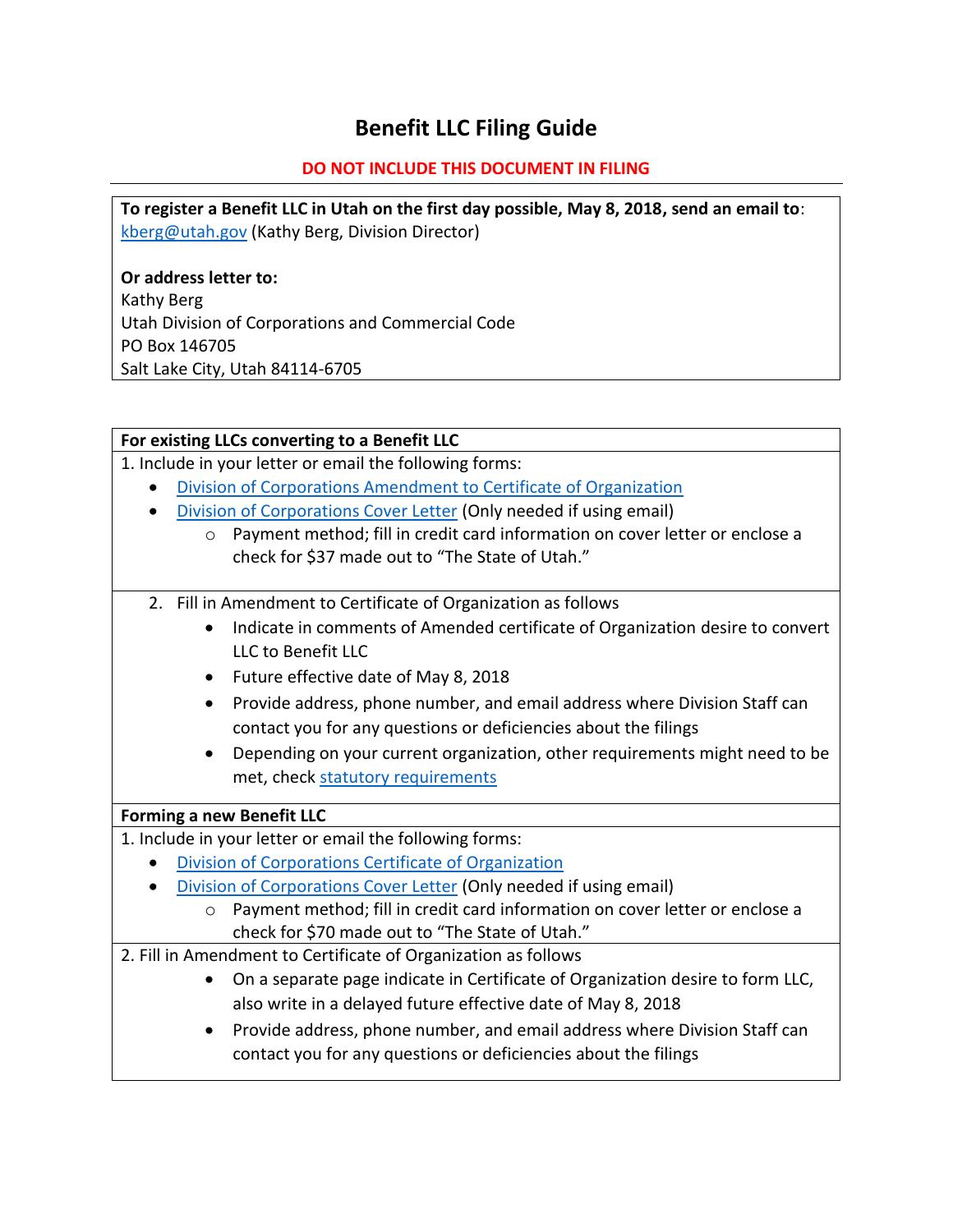# Benefit LLC Filing Guide

**DO NOT INCLUDE THIS DOCUMENT IN FILING**

---

**To register a Benefit LLC in Utah on the first day possible, May 8, 2018, send an email to**: kberg@utah.gov (Kathy Berg, Division Director)

**Or address letter to:**
Kathy Berg
Utah Division of Corporations and Commercial Code
PO Box 146705
Salt Lake City, Utah 84114-6705

---

**For existing LLCs converting to a Benefit LLC**

1. Include in your letter or email the following forms:
    - Division of Corporations Amendment to Certificate of Organization
    - Division of Corporations Cover Letter (Only needed if using email)
        - Payment method; fill in credit card information on cover letter or enclose a check for $37 made out to "The State of Utah."

2. Fill in Amendment to Certificate of Organization as follows
    - Indicate in comments of Amended certificate of Organization desire to convert LLC to Benefit LLC
    - Future effective date of May 8, 2018
    - Provide address, phone number, and email address where Division Staff can contact you for any questions or deficiencies about the filings
    - Depending on your current organization, other requirements might need to be met, check statutory requirements

**Forming a new Benefit LLC**

1. Include in your letter or email the following forms:
    - Division of Corporations Certificate of Organization
    - Division of Corporations Cover Letter (Only needed if using email)
        - Payment method; fill in credit card information on cover letter or enclose a check for $70 made out to "The State of Utah."

2. Fill in Amendment to Certificate of Organization as follows
    - On a separate page indicate in Certificate of Organization desire to form LLC, also write in a delayed future effective date of May 8, 2018
    - Provide address, phone number, and email address where Division Staff can contact you for any questions or deficiencies about the filings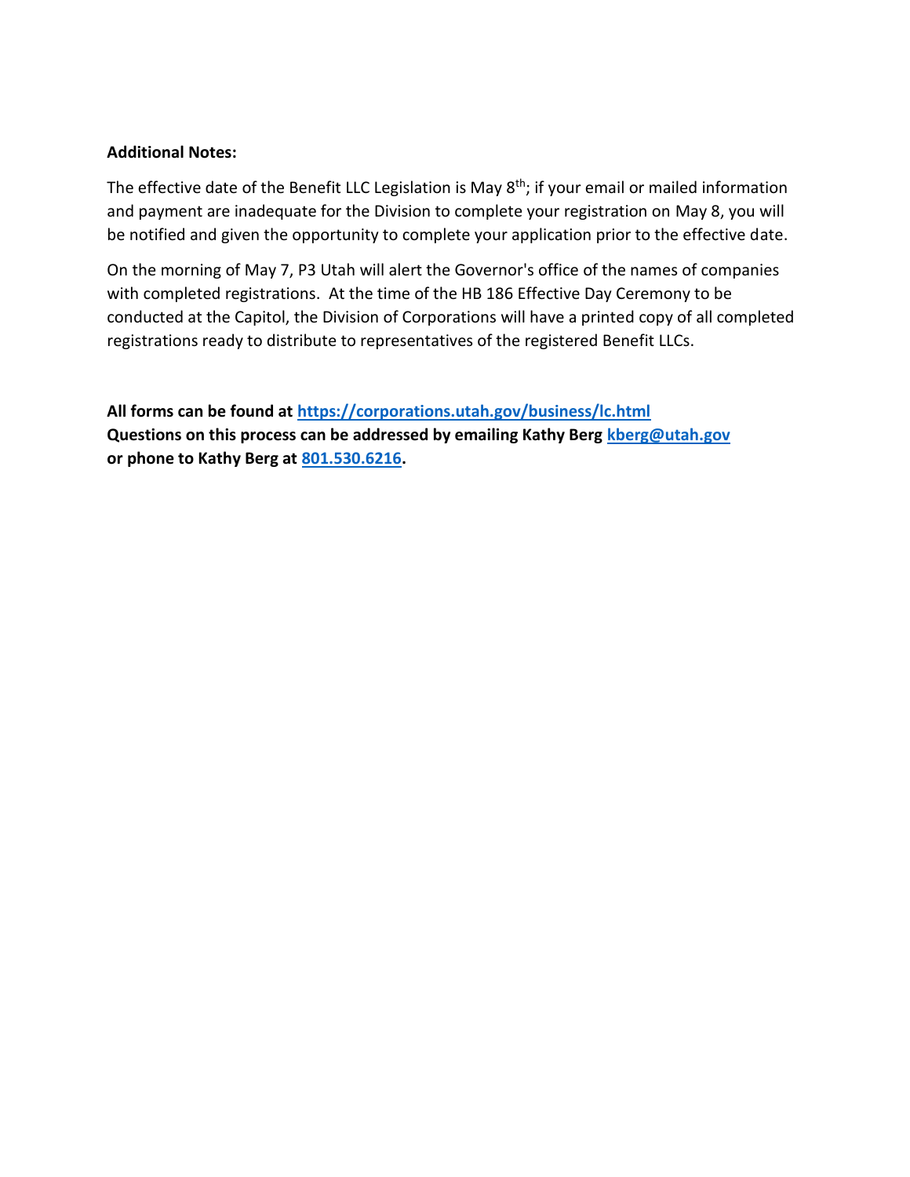**Additional Notes:**

The effective date of the Benefit LLC Legislation is May 8th; if your email or mailed information and payment are inadequate for the Division to complete your registration on May 8, you will be notified and given the opportunity to complete your application prior to the effective date.

On the morning of May 7, P3 Utah will alert the Governor's office of the names of companies with completed registrations. At the time of the HB 186 Effective Day Ceremony to be conducted at the Capitol, the Division of Corporations will have a printed copy of all completed registrations ready to distribute to representatives of the registered Benefit LLCs.

**All forms can be found at [https://corporations.utah.gov/business/lc.html](https://corporations.utah.gov/business/lc.html)**
**Questions on this process can be addressed by emailing Kathy Berg [kberg@utah.gov](mailto:kberg@utah.gov)**
**or phone to Kathy Berg at [801.530.6216](tel:801.530.6216).**